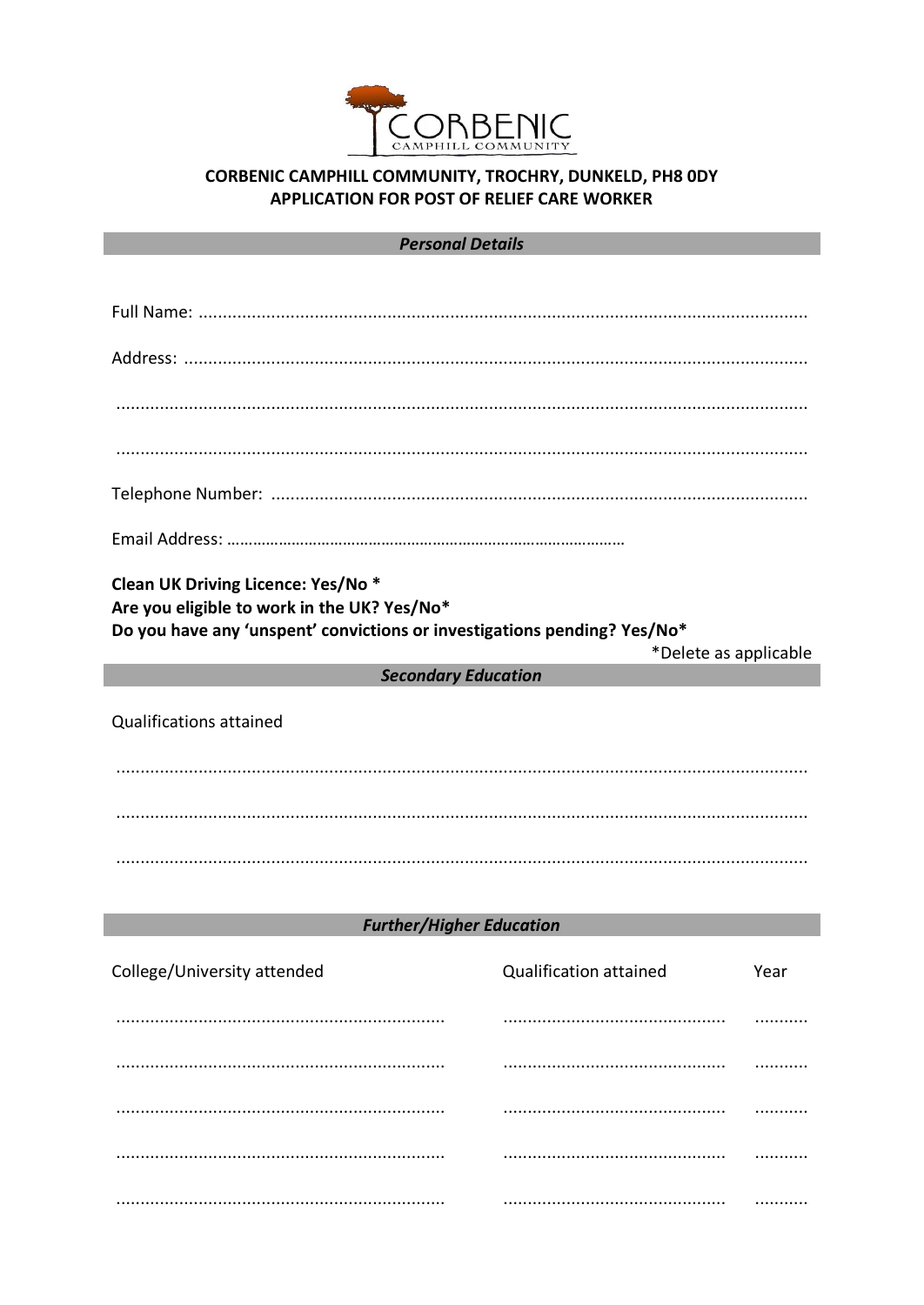**CORBENIC CAMPHILL COMMUNITY, TROCHRY, DUNKELD, PH8 0DY**
**APPLICATION FOR POST OF RELIEF CARE WORKER**

## *Personal Details*

Full Name: ..............................................................................................................................

Address: ................................................................................................................................

...............................................................................................................................................

...............................................................................................................................................

Telephone Number: ...............................................................................................................

Email Address: ……………………………………………………………………………………

**Clean UK Driving Licence: Yes/No ***
**Are you eligible to work in the UK? Yes/No***
**Do you have any 'unspent' convictions or investigations pending? Yes/No***

*Delete as applicable

## *Secondary Education*

Qualifications attained

...............................................................................................................................................

...............................................................................................................................................

...............................................................................................................................................

## *Further/Higher Education*

| College/University attended | Qualification attained | Year |
|---|---|---|
| .................................................................... | .............................................. | ........... |
| .................................................................... | .............................................. | ........... |
| .................................................................... | .............................................. | ........... |
| .................................................................... | .............................................. | ........... |
| .................................................................... | .............................................. | ........... |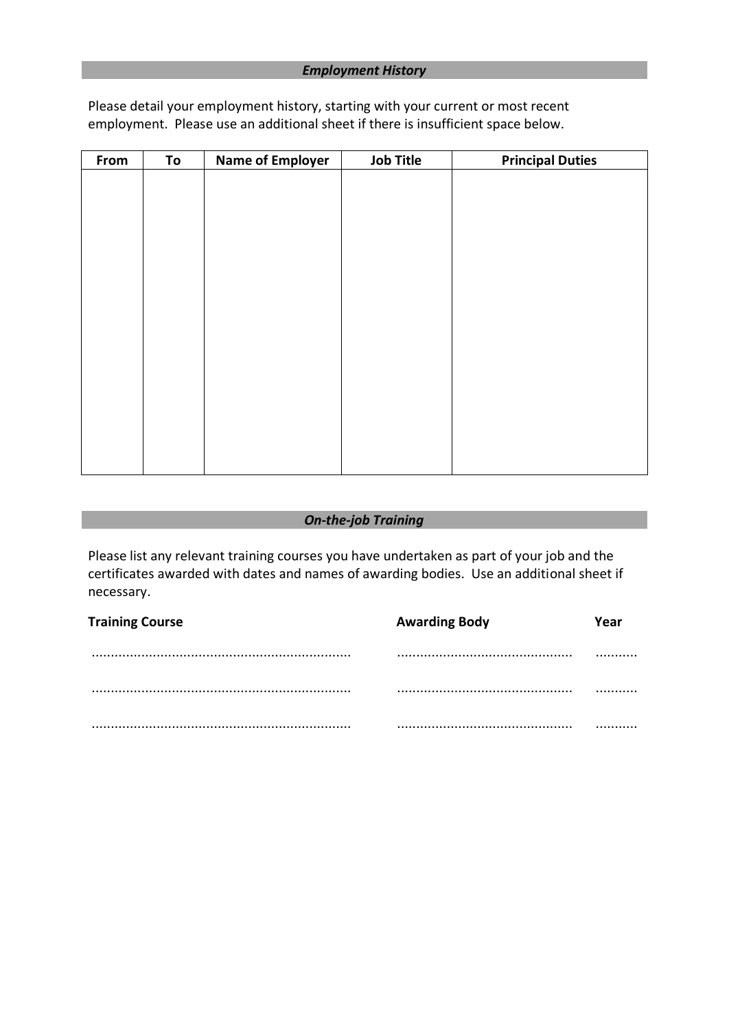## *Employment History*

Please detail your employment history, starting with your current or most recent employment. Please use an additional sheet if there is insufficient space below.

| From | To | Name of Employer | Job Title | Principal Duties |
|---|---|---|---|---|
| | | | | |

## *On-the-job Training*

Please list any relevant training courses you have undertaken as part of your job and the certificates awarded with dates and names of awarding bodies. Use an additional sheet if necessary.

| Training Course | Awarding Body | Year |
|---|---|---|
| .................................................................... | .............................................. | ........... |
| .................................................................... | .............................................. | ........... |
| .................................................................... | .............................................. | ........... |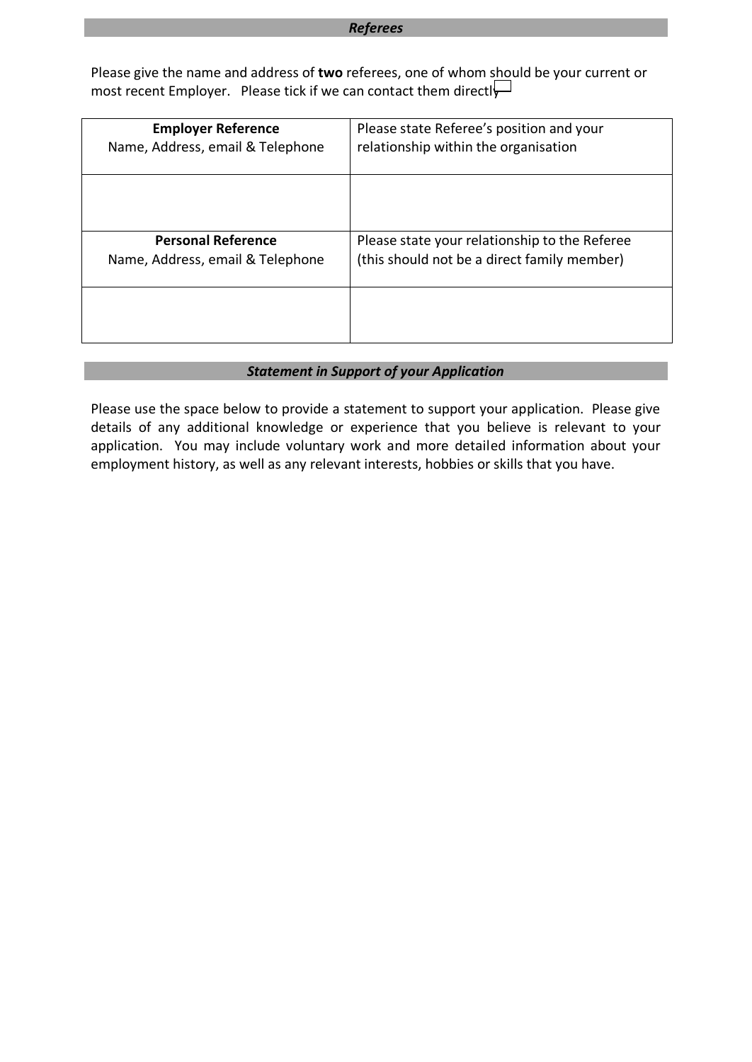## *Referees*

Please give the name and address of **two** referees, one of whom should be your current or most recent Employer. Please tick if we can contact them directly ☐

| **Employer Reference**<br>Name, Address, email & Telephone | Please state Referee's position and your relationship within the organisation |
|---|---|
| | |
| **Personal Reference**<br>Name, Address, email & Telephone | Please state your relationship to the Referee (this should not be a direct family member) |
| | |

## *Statement in Support of your Application*

Please use the space below to provide a statement to support your application. Please give details of any additional knowledge or experience that you believe is relevant to your application. You may include voluntary work and more detailed information about your employment history, as well as any relevant interests, hobbies or skills that you have.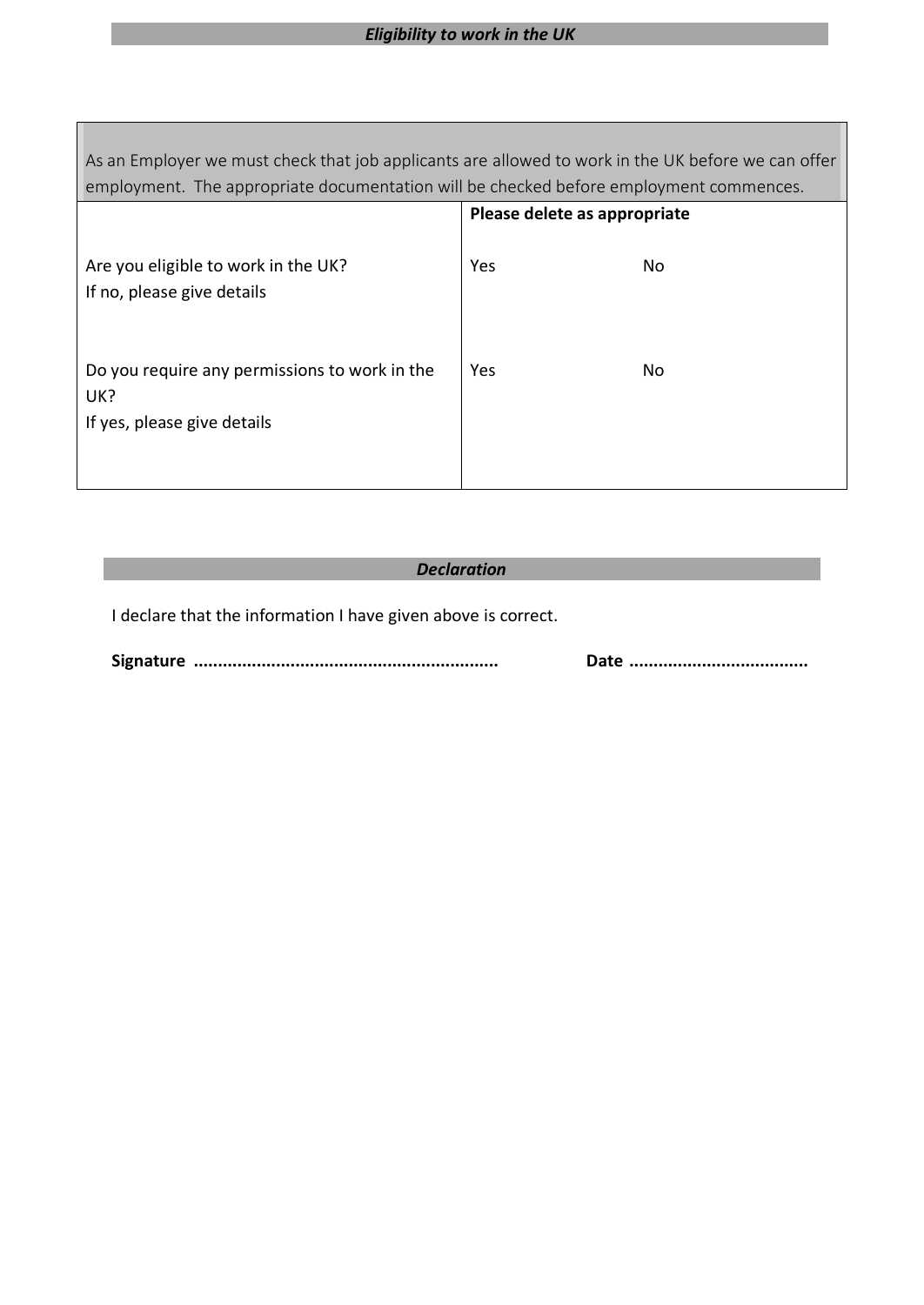## *Eligibility to work in the UK*

| As an Employer we must check that job applicants are allowed to work in the UK before we can offer employment. The appropriate documentation will be checked before employment commences. | | |
|---|---|---|
| | **Please delete as appropriate** | |
| Are you eligible to work in the UK?<br>If no, please give details | Yes | No |
| Do you require any permissions to work in the UK?<br>If yes, please give details | Yes | No |

## *Declaration*

I declare that the information I have given above is correct.

**Signature** .............................................................. **Date** ....................................